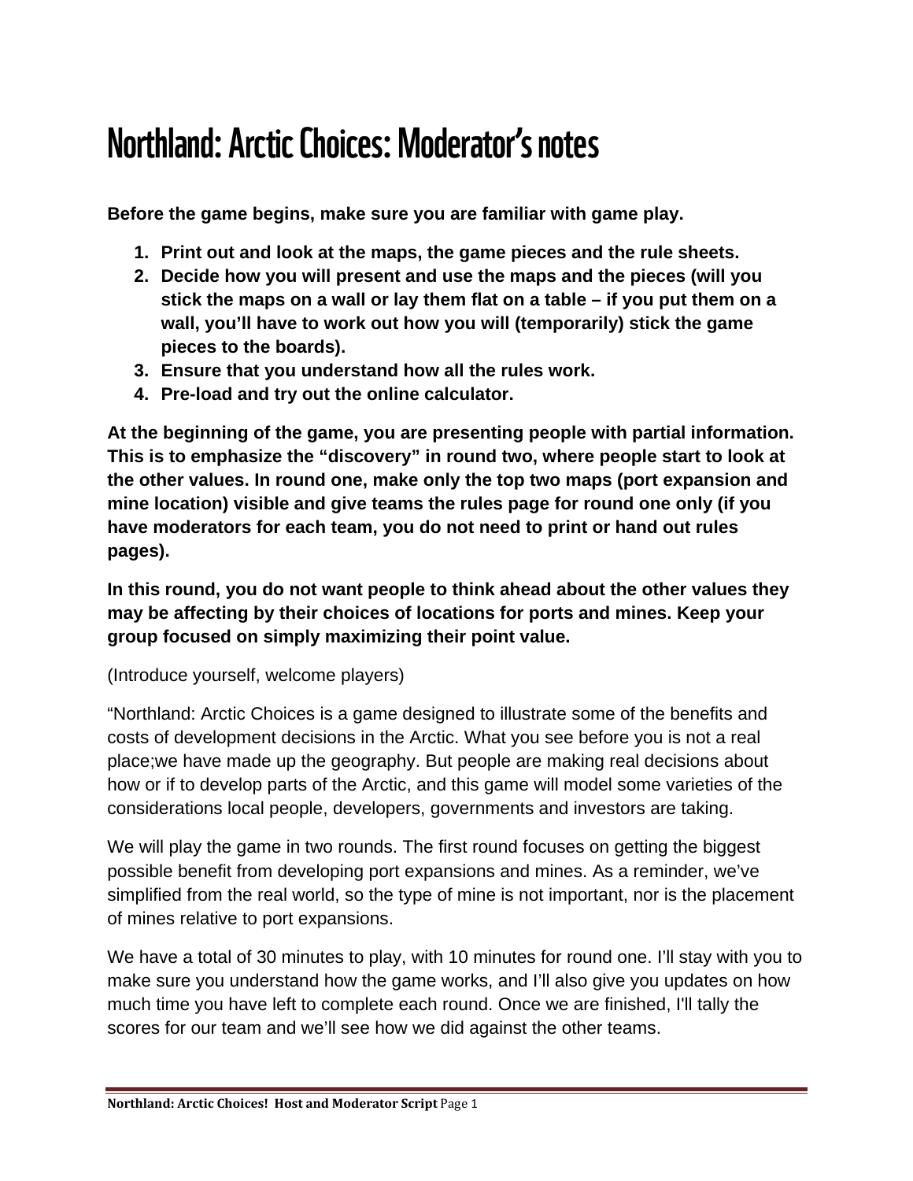# Northland: Arctic Choices: Moderator's notes

**Before the game begins, make sure you are familiar with game play.**

1. **Print out and look at the maps, the game pieces and the rule sheets.**
2. **Decide how you will present and use the maps and the pieces (will you stick the maps on a wall or lay them flat on a table – if you put them on a wall, you'll have to work out how you will (temporarily) stick the game pieces to the boards).**
3. **Ensure that you understand how all the rules work.**
4. **Pre-load and try out the online calculator.**

**At the beginning of the game, you are presenting people with partial information. This is to emphasize the "discovery" in round two, where people start to look at the other values. In round one, make only the top two maps (port expansion and mine location) visible and give teams the rules page for round one only (if you have moderators for each team, you do not need to print or hand out rules pages).**

**In this round, you do not want people to think ahead about the other values they may be affecting by their choices of locations for ports and mines. Keep your group focused on simply maximizing their point value.**

(Introduce yourself, welcome players)

"Northland: Arctic Choices is a game designed to illustrate some of the benefits and costs of development decisions in the Arctic. What you see before you is not a real place;we have made up the geography. But people are making real decisions about how or if to develop parts of the Arctic, and this game will model some varieties of the considerations local people, developers, governments and investors are taking.

We will play the game in two rounds. The first round focuses on getting the biggest possible benefit from developing port expansions and mines. As a reminder, we've simplified from the real world, so the type of mine is not important, nor is the placement of mines relative to port expansions.

We have a total of 30 minutes to play, with 10 minutes for round one. I'll stay with you to make sure you understand how the game works, and I'll also give you updates on how much time you have left to complete each round. Once we are finished, I'll tally the scores for our team and we'll see how we did against the other teams.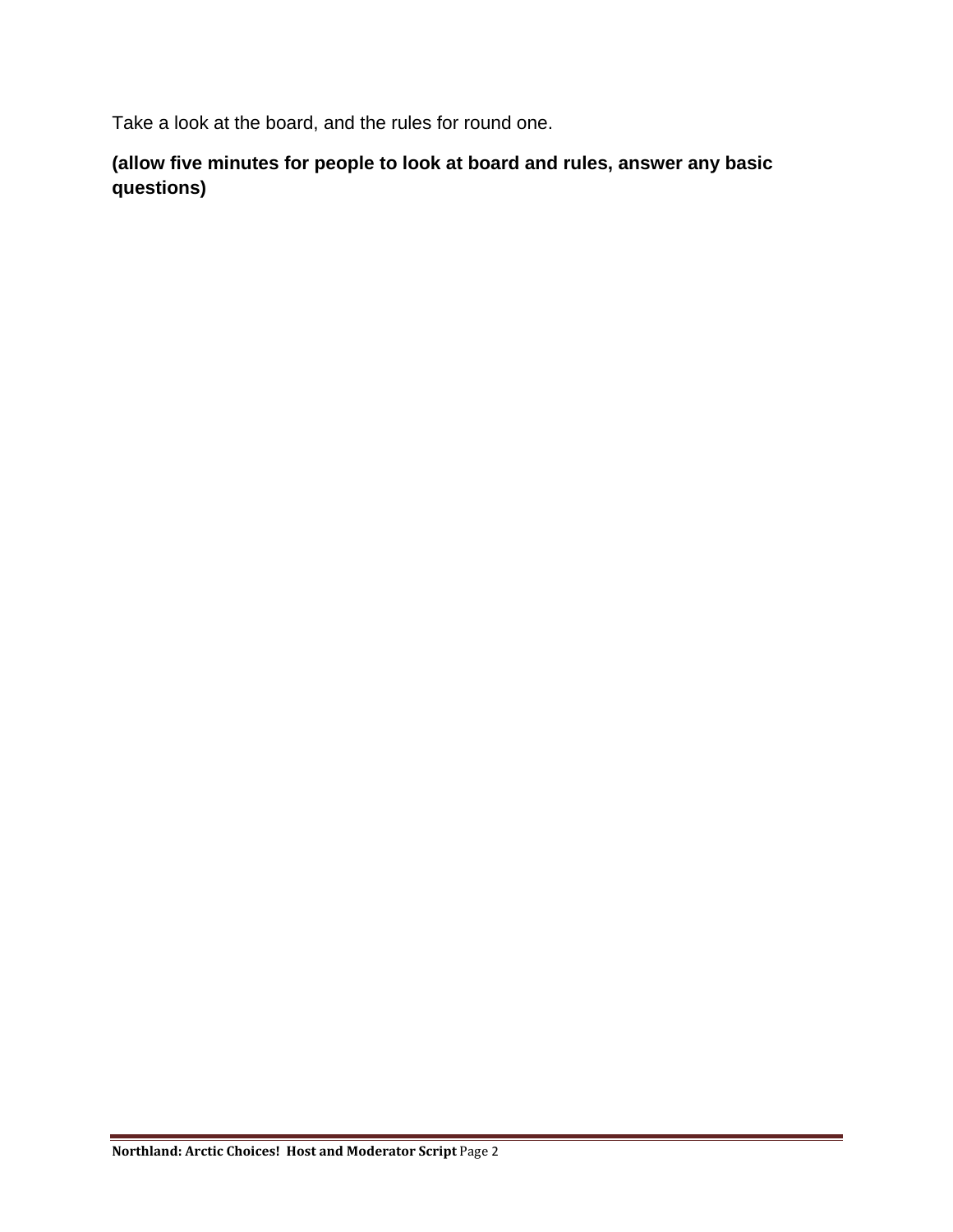Take a look at the board, and the rules for round one.

**(allow five minutes for people to look at board and rules, answer any basic questions)**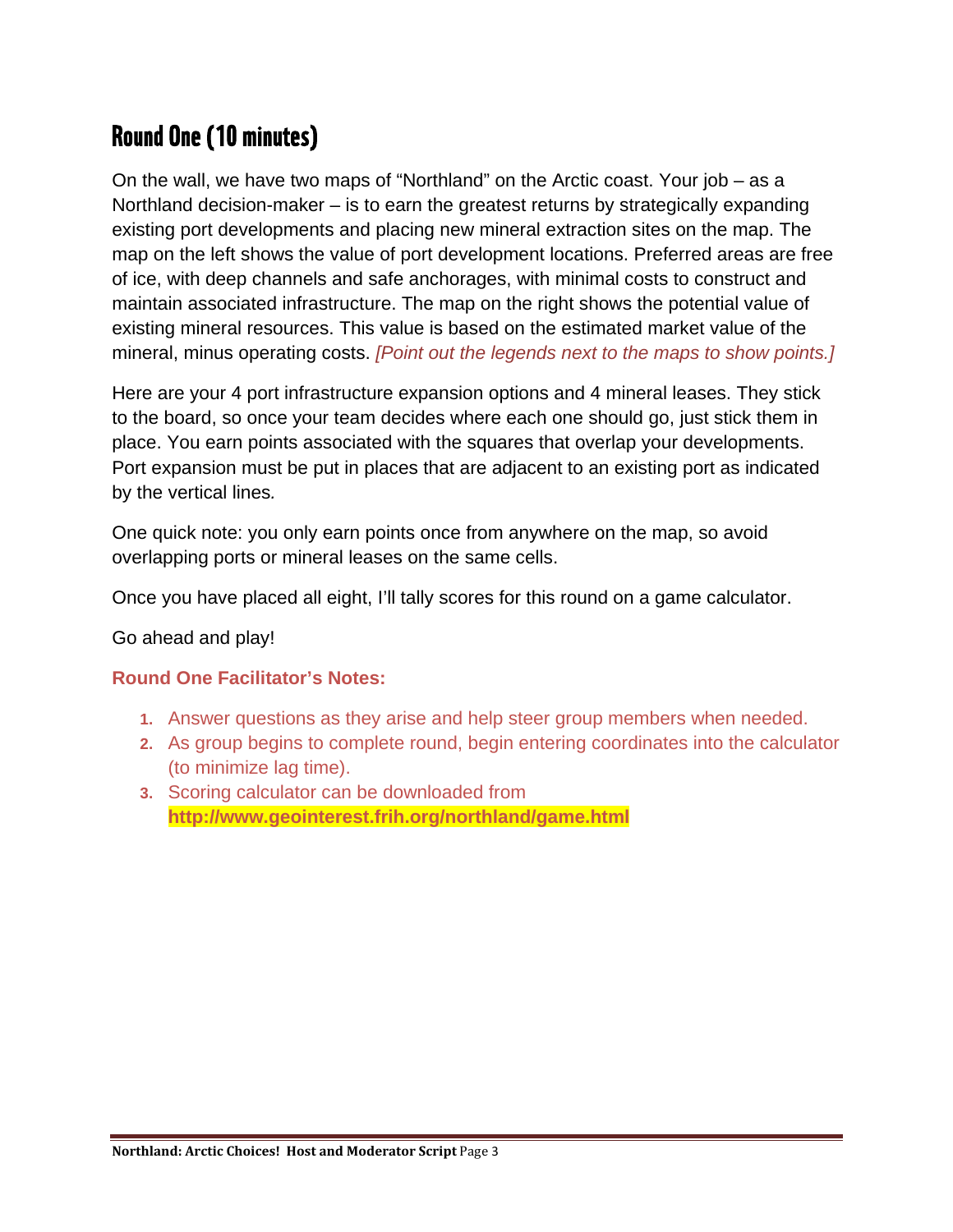## Round One (10 minutes)

On the wall, we have two maps of "Northland" on the Arctic coast. Your job – as a Northland decision-maker – is to earn the greatest returns by strategically expanding existing port developments and placing new mineral extraction sites on the map. The map on the left shows the value of port development locations. Preferred areas are free of ice, with deep channels and safe anchorages, with minimal costs to construct and maintain associated infrastructure. The map on the right shows the potential value of existing mineral resources. This value is based on the estimated market value of the mineral, minus operating costs. *[Point out the legends next to the maps to show points.]*

Here are your 4 port infrastructure expansion options and 4 mineral leases. They stick to the board, so once your team decides where each one should go, just stick them in place. You earn points associated with the squares that overlap your developments. Port expansion must be put in places that are adjacent to an existing port as indicated by the vertical lines.

One quick note: you only earn points once from anywhere on the map, so avoid overlapping ports or mineral leases on the same cells.

Once you have placed all eight, I'll tally scores for this round on a game calculator.

Go ahead and play!

**Round One Facilitator's Notes:**

1. Answer questions as they arise and help steer group members when needed.
2. As group begins to complete round, begin entering coordinates into the calculator (to minimize lag time).
3. Scoring calculator can be downloaded from **http://www.geointerest.frih.org/northland/game.html**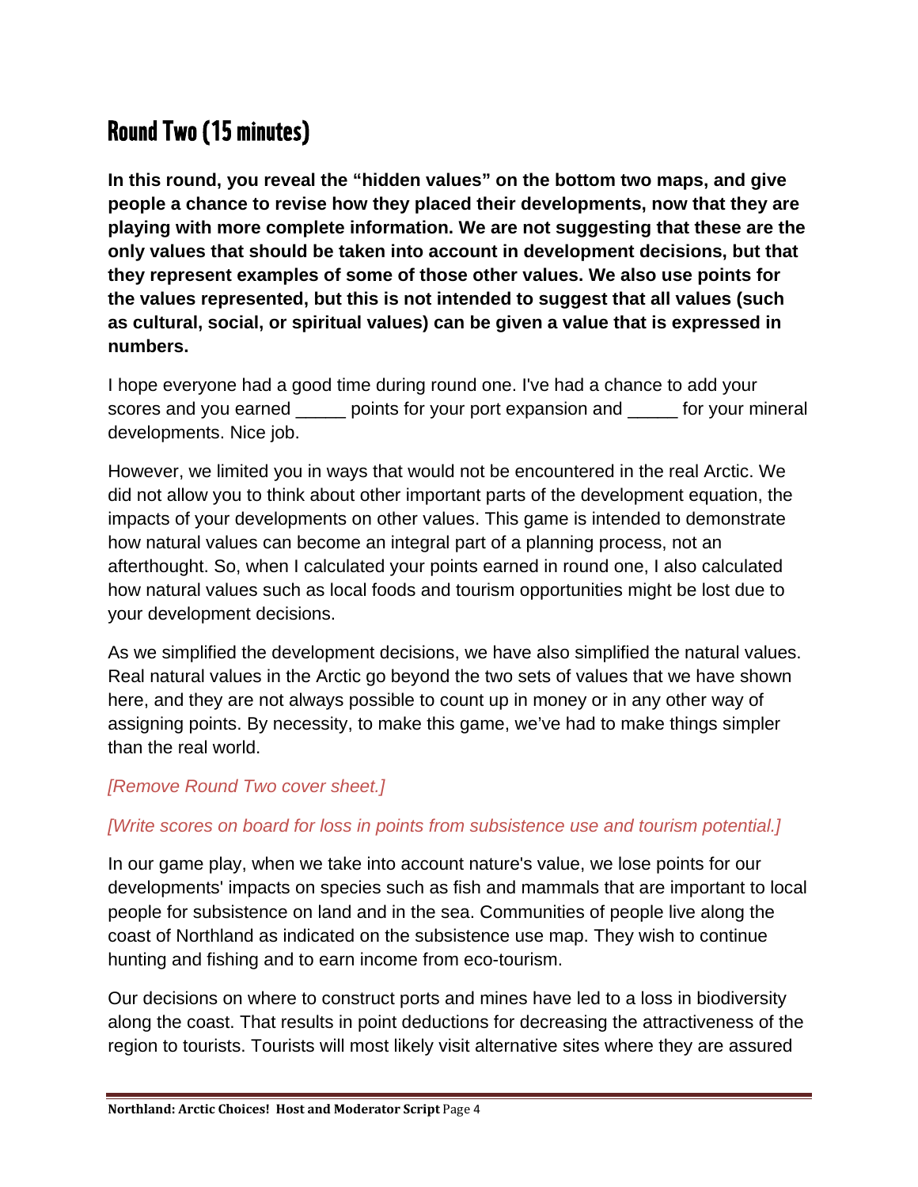## Round Two (15 minutes)

**In this round, you reveal the "hidden values" on the bottom two maps, and give people a chance to revise how they placed their developments, now that they are playing with more complete information. We are not suggesting that these are the only values that should be taken into account in development decisions, but that they represent examples of some of those other values. We also use points for the values represented, but this is not intended to suggest that all values (such as cultural, social, or spiritual values) can be given a value that is expressed in numbers.**

I hope everyone had a good time during round one. I've had a chance to add your scores and you earned _____ points for your port expansion and _____ for your mineral developments. Nice job.

However, we limited you in ways that would not be encountered in the real Arctic. We did not allow you to think about other important parts of the development equation, the impacts of your developments on other values. This game is intended to demonstrate how natural values can become an integral part of a planning process, not an afterthought. So, when I calculated your points earned in round one, I also calculated how natural values such as local foods and tourism opportunities might be lost due to your development decisions.

As we simplified the development decisions, we have also simplified the natural values. Real natural values in the Arctic go beyond the two sets of values that we have shown here, and they are not always possible to count up in money or in any other way of assigning points. By necessity, to make this game, we've had to make things simpler than the real world.

*[Remove Round Two cover sheet.]*

*[Write scores on board for loss in points from subsistence use and tourism potential.]*

In our game play, when we take into account nature's value, we lose points for our developments' impacts on species such as fish and mammals that are important to local people for subsistence on land and in the sea. Communities of people live along the coast of Northland as indicated on the subsistence use map. They wish to continue hunting and fishing and to earn income from eco-tourism.

Our decisions on where to construct ports and mines have led to a loss in biodiversity along the coast. That results in point deductions for decreasing the attractiveness of the region to tourists. Tourists will most likely visit alternative sites where they are assured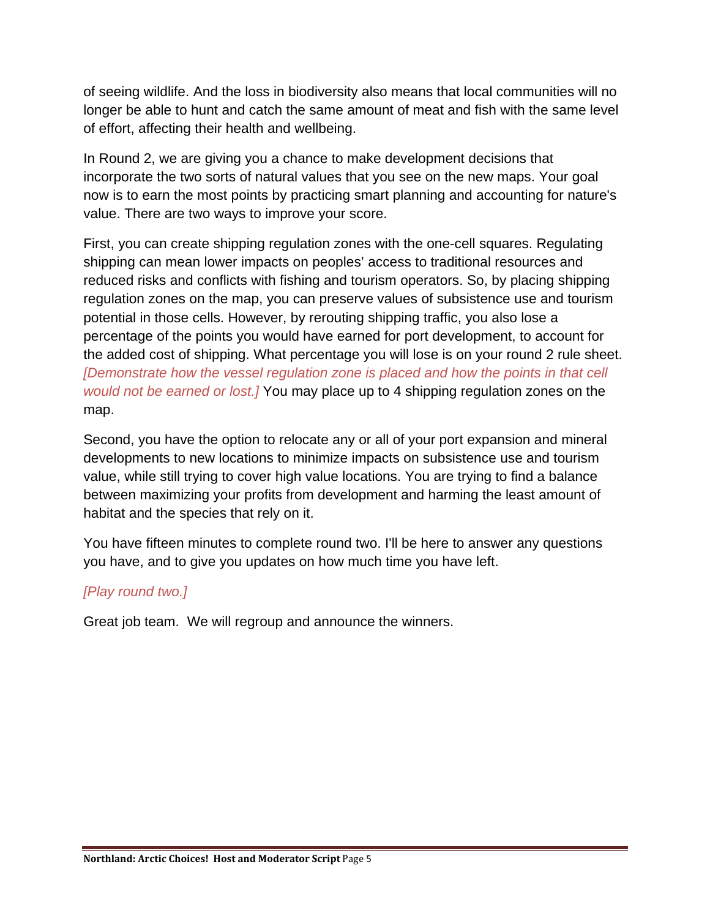of seeing wildlife. And the loss in biodiversity also means that local communities will no longer be able to hunt and catch the same amount of meat and fish with the same level of effort, affecting their health and wellbeing.

In Round 2, we are giving you a chance to make development decisions that incorporate the two sorts of natural values that you see on the new maps. Your goal now is to earn the most points by practicing smart planning and accounting for nature's value. There are two ways to improve your score.

First, you can create shipping regulation zones with the one-cell squares. Regulating shipping can mean lower impacts on peoples' access to traditional resources and reduced risks and conflicts with fishing and tourism operators. So, by placing shipping regulation zones on the map, you can preserve values of subsistence use and tourism potential in those cells. However, by rerouting shipping traffic, you also lose a percentage of the points you would have earned for port development, to account for the added cost of shipping. What percentage you will lose is on your round 2 rule sheet. *[Demonstrate how the vessel regulation zone is placed and how the points in that cell would not be earned or lost.]* You may place up to 4 shipping regulation zones on the map.

Second, you have the option to relocate any or all of your port expansion and mineral developments to new locations to minimize impacts on subsistence use and tourism value, while still trying to cover high value locations. You are trying to find a balance between maximizing your profits from development and harming the least amount of habitat and the species that rely on it.

You have fifteen minutes to complete round two. I'll be here to answer any questions you have, and to give you updates on how much time you have left.

*[Play round two.]*

Great job team. We will regroup and announce the winners.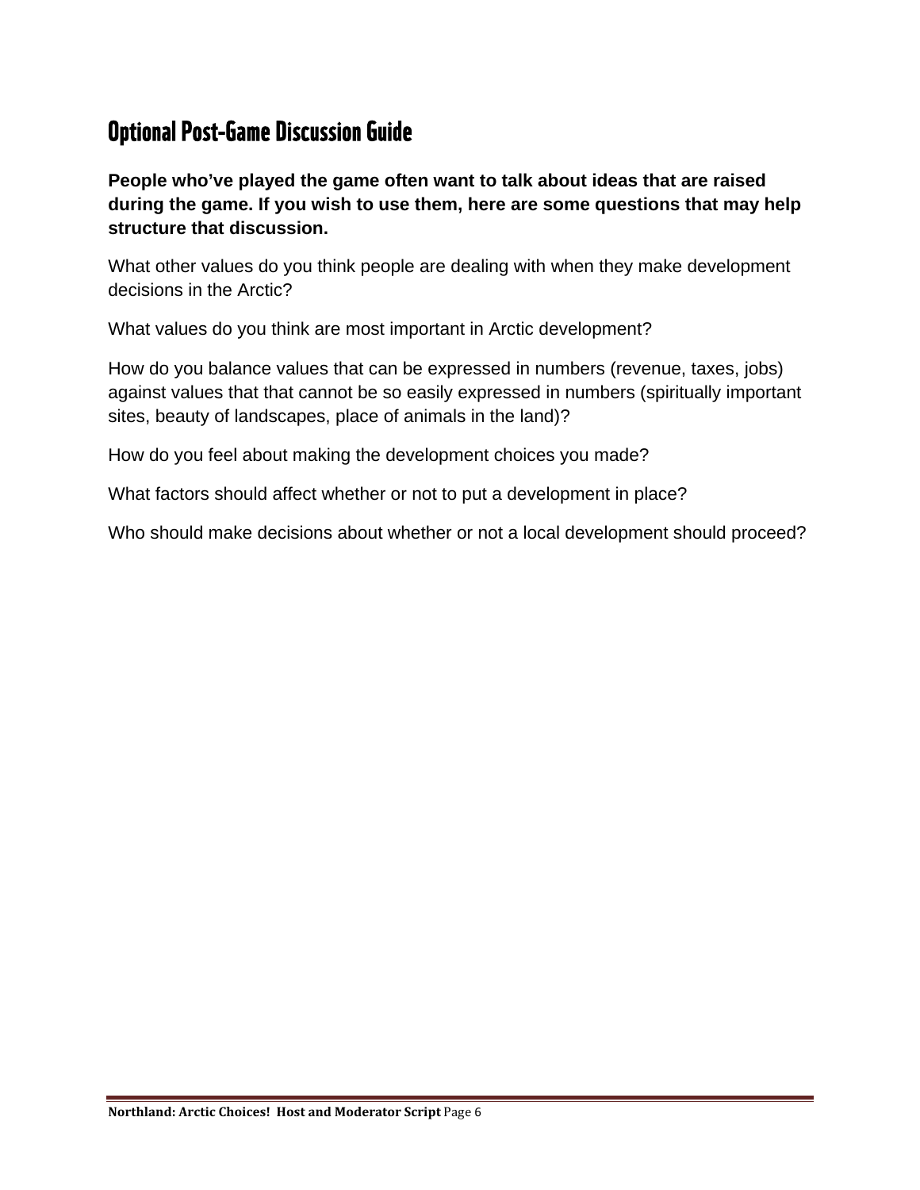## Optional Post-Game Discussion Guide

**People who've played the game often want to talk about ideas that are raised during the game. If you wish to use them, here are some questions that may help structure that discussion.**

What other values do you think people are dealing with when they make development decisions in the Arctic?

What values do you think are most important in Arctic development?

How do you balance values that can be expressed in numbers (revenue, taxes, jobs) against values that that cannot be so easily expressed in numbers (spiritually important sites, beauty of landscapes, place of animals in the land)?

How do you feel about making the development choices you made?

What factors should affect whether or not to put a development in place?

Who should make decisions about whether or not a local development should proceed?